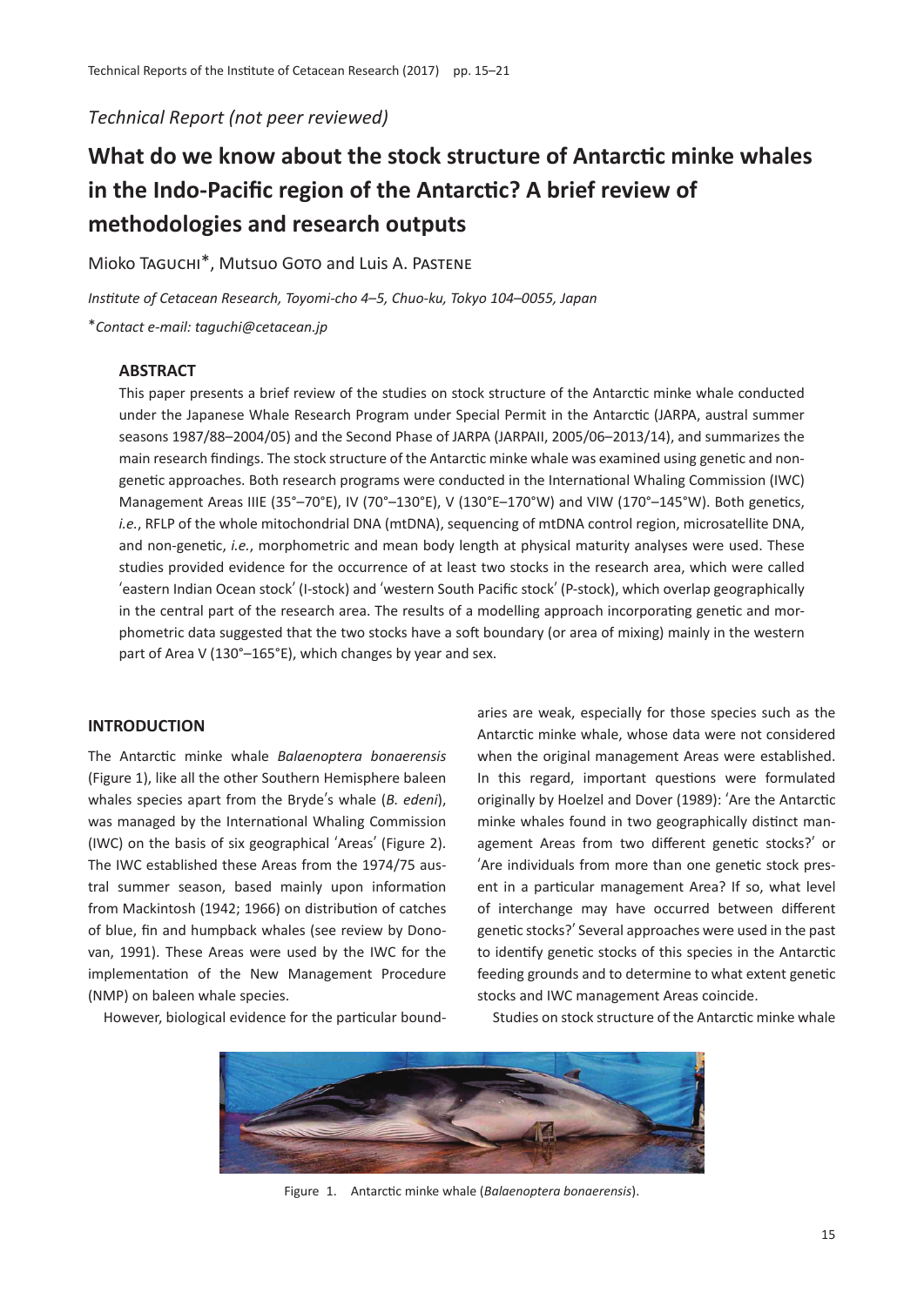*Technical Report (not peer reviewed)*

# What do we know about the stock structure of Antarctic minke whales in the Indo-Pacific region of the Antarctic? A brief review of methodologies and research outputs

Mioko Taguchi*, Mutsuo Goto and Luis A. Pastene

*Institute of Cetacean Research, Toyomi-cho 4–5, Chuo-ku, Tokyo 104–0055, Japan*

**Contact e-mail: taguchi@cetacean.jp*

## ABSTRACT

This paper presents a brief review of the studies on stock structure of the Antarctic minke whale conducted under the Japanese Whale Research Program under Special Permit in the Antarctic (JARPA, austral summer seasons 1987/88–2004/05) and the Second Phase of JARPA (JARPAII, 2005/06–2013/14), and summarizes the main research findings. The stock structure of the Antarctic minke whale was examined using genetic and non-genetic approaches. Both research programs were conducted in the International Whaling Commission (IWC) Management Areas IIIE (35°–70°E), IV (70°–130°E), V (130°E–170°W) and VIW (170°–145°W). Both genetics, *i.e.*, RFLP of the whole mitochondrial DNA (mtDNA), sequencing of mtDNA control region, microsatellite DNA, and non-genetic, *i.e.*, morphometric and mean body length at physical maturity analyses were used. These studies provided evidence for the occurrence of at least two stocks in the research area, which were called 'eastern Indian Ocean stock' (I-stock) and 'western South Pacific stock' (P-stock), which overlap geographically in the central part of the research area. The results of a modelling approach incorporating genetic and morphometric data suggested that the two stocks have a soft boundary (or area of mixing) mainly in the western part of Area V (130°–165°E), which changes by year and sex.

## INTRODUCTION

The Antarctic minke whale *Balaenoptera bonaerensis* (Figure 1), like all the other Southern Hemisphere baleen whales species apart from the Bryde's whale (*B. edeni*), was managed by the International Whaling Commission (IWC) on the basis of six geographical 'Areas' (Figure 2). The IWC established these Areas from the 1974/75 austral summer season, based mainly upon information from Mackintosh (1942; 1966) on distribution of catches of blue, fin and humpback whales (see review by Donovan, 1991). These Areas were used by the IWC for the implementation of the New Management Procedure (NMP) on baleen whale species.

However, biological evidence for the particular boundaries are weak, especially for those species such as the Antarctic minke whale, whose data were not considered when the original management Areas were established. In this regard, important questions were formulated originally by Hoelzel and Dover (1989): 'Are the Antarctic minke whales found in two geographically distinct management Areas from two different genetic stocks?' or 'Are individuals from more than one genetic stock present in a particular management Area? If so, what level of interchange may have occurred between different genetic stocks?' Several approaches were used in the past to identify genetic stocks of this species in the Antarctic feeding grounds and to determine to what extent genetic stocks and IWC management Areas coincide.

Figure 1. Antarctic minke whale (*Balaenoptera bonaerensis*).

Studies on stock structure of the Antarctic minke whale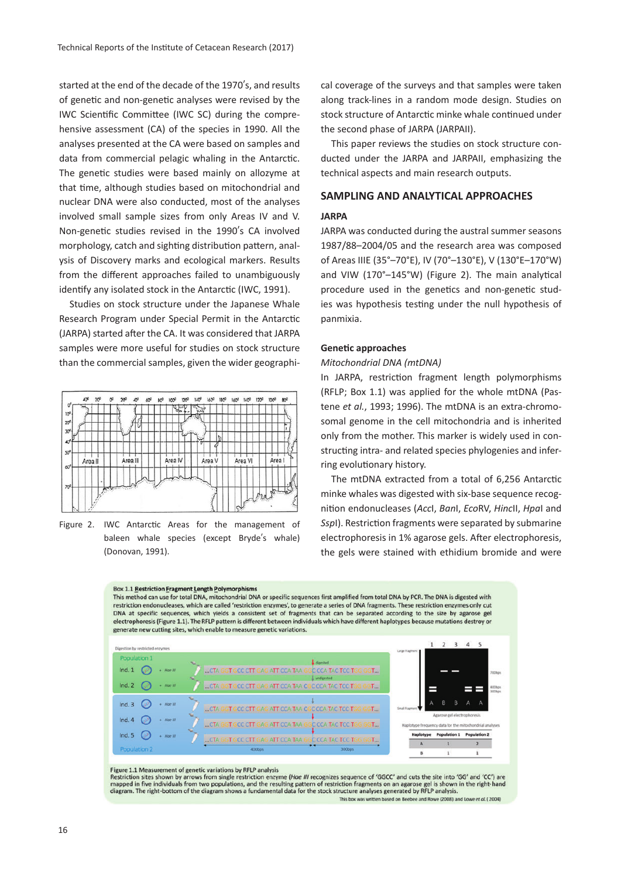started at the end of the decade of the 1970's, and results of genetic and non-genetic analyses were revised by the IWC Scientific Committee (IWC SC) during the comprehensive assessment (CA) of the species in 1990. All the analyses presented at the CA were based on samples and data from commercial pelagic whaling in the Antarctic. The genetic studies were based mainly on allozyme at that time, although studies based on mitochondrial and nuclear DNA were also conducted, most of the analyses involved small sample sizes from only Areas IV and V. Non-genetic studies revised in the 1990's CA involved morphology, catch and sighting distribution pattern, analysis of Discovery marks and ecological markers. Results from the different approaches failed to unambiguously identify any isolated stock in the Antarctic (IWC, 1991).

Studies on stock structure under the Japanese Whale Research Program under Special Permit in the Antarctic (JARPA) started after the CA. It was considered that JARPA samples were more useful for studies on stock structure than the commercial samples, given the wider geographical coverage of the surveys and that samples were taken along track-lines in a random mode design. Studies on stock structure of Antarctic minke whale continued under the second phase of JARPA (JARPAII).

Figure 2. IWC Antarctic Areas for the management of baleen whale species (except Bryde's whale) (Donovan, 1991).

This paper reviews the studies on stock structure conducted under the JARPA and JARPAII, emphasizing the technical aspects and main research outputs.

## SAMPLING AND ANALYTICAL APPROACHES

### JARPA

JARPA was conducted during the austral summer seasons 1987/88–2004/05 and the research area was composed of Areas IIIE (35°–70°E), IV (70°–130°E), V (130°E–170°W) and VIW (170°–145°W) (Figure 2). The main analytical procedure used in the genetics and non-genetic studies was hypothesis testing under the null hypothesis of panmixia.

#### Genetic approaches

*Mitochondrial DNA (mtDNA)*

In JARPA, restriction fragment length polymorphisms (RFLP; Box 1.1) was applied for the whole mtDNA (Pastene *et al.*, 1993; 1996). The mtDNA is an extra-chromosomal genome in the cell mitochondria and is inherited only from the mother. This marker is widely used in constructing intra- and related species phylogenies and inferring evolutionary history.

The mtDNA extracted from a total of 6,256 Antarctic minke whales was digested with six-base sequence recognition endonucleases (*Acc*I, *Ban*I, *Eco*RV, *Hinc*II, *Hpa*I and *Ssp*I). Restriction fragments were separated by submarine electrophoresis in 1% agarose gels. After electrophoresis, the gels were stained with ethidium bromide and were

**Box 1.1 Restriction Fragment Length Polymorphisms**

This method can use for total DNA, mitochondrial DNA or specific sequences first amplified from total DNA by PCR. The DNA is digested with restriction endonucleases, which are called 'restriction enzymes', to generate a series of DNA fragments. These restriction enzymes only cut DNA at specific sequences, which yields a consistent set of fragments that can be separated according to the size by agarose gel electrophoresis (Figure 1.1). The RFLP pattern is different between individuals which have different haplotypes because mutations destroy or generate new cutting sites, which enable to measure genetic variations.

Figure 1.1 Measurement of genetic variations by RFLP analysis

Restriction sites shown by arrows from single restriction enzyme (*Hae III* recognizes sequence of 'GGCC' and cuts the site into 'GG' and 'CC') are mapped in five individuals from two populations, and the resulting pattern of restriction fragments on an agarose gel is shown in the right-hand diagram. The right-bottom of the diagram shows a fundamental data for the stock structure analyses generated by RFLP analysis.

This box was written based on Beebee and Rowe (2008) and Lowe *et al.* (2004)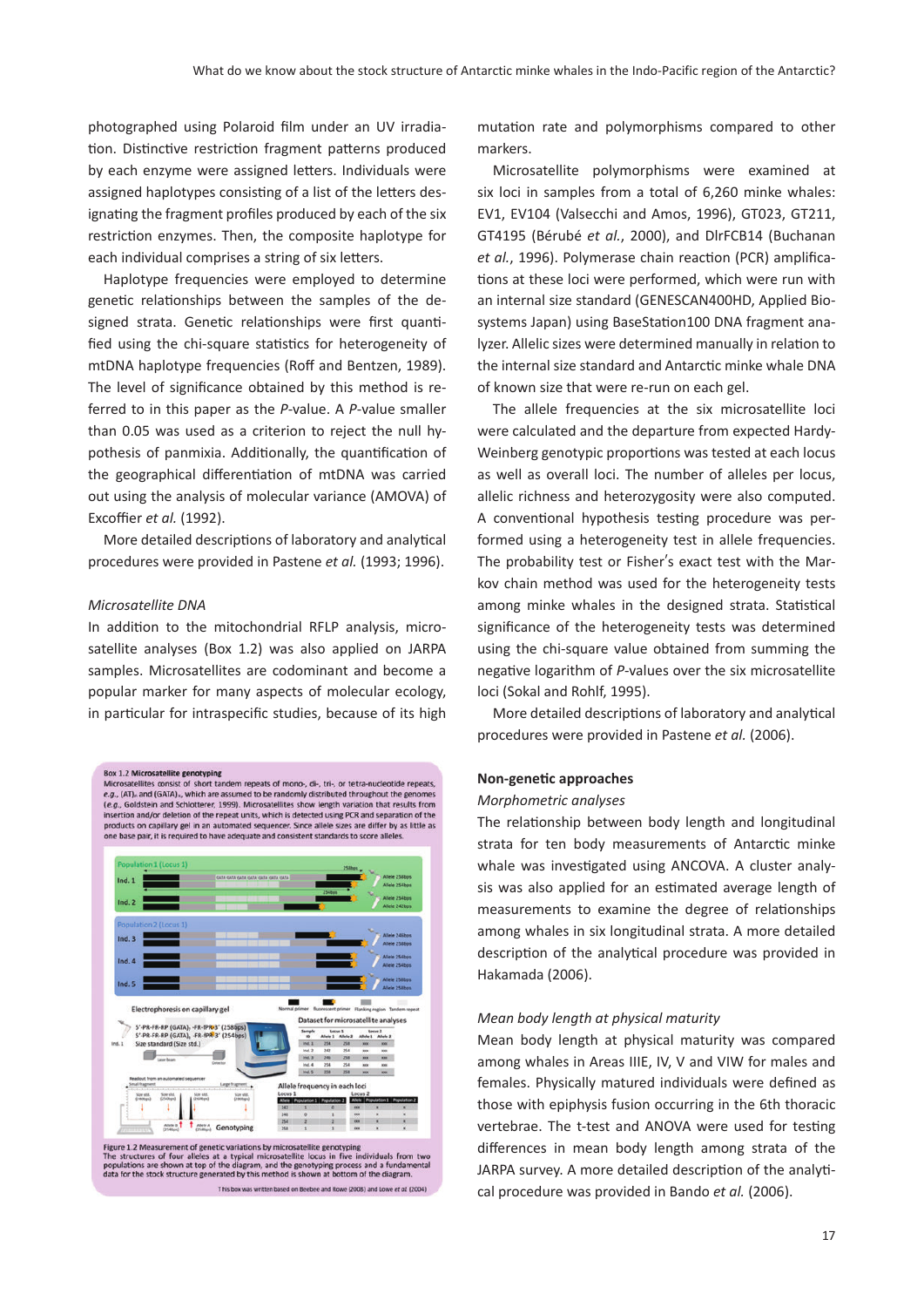photographed using Polaroid film under an UV irradiation. Distinctive restriction fragment patterns produced by each enzyme were assigned letters. Individuals were assigned haplotypes consisting of a list of the letters designating the fragment profiles produced by each of the six restriction enzymes. Then, the composite haplotype for each individual comprises a string of six letters.

Haplotype frequencies were employed to determine genetic relationships between the samples of the designed strata. Genetic relationships were first quantified using the chi-square statistics for heterogeneity of mtDNA haplotype frequencies (Roff and Bentzen, 1989). The level of significance obtained by this method is referred to in this paper as the *P*-value. A *P*-value smaller than 0.05 was used as a criterion to reject the null hypothesis of panmixia. Additionally, the quantification of the geographical differentiation of mtDNA was carried out using the analysis of molecular variance (AMOVA) of Excoffier *et al.* (1992).

More detailed descriptions of laboratory and analytical procedures were provided in Pastene *et al.* (1993; 1996).

### *Microsatellite DNA*

In addition to the mitochondrial RFLP analysis, microsatellite analyses (Box 1.2) was also applied on JARPA samples. Microsatellites are codominant and become a popular marker for many aspects of molecular ecology, in particular for intraspecific studies, because of its high mutation rate and polymorphisms compared to other markers.

**Box 1.2 Microsatellite genotyping**

Microsatellites consist of short tandem repeats of mono-, di-, tri-, or tetra-nucleotide repeats, *e.g.*, (AT)$_n$ and (GATA)$_n$, which are assumed to be randomly distributed throughout the genomes (*e.g.*, Goldstein and Schlotterer, 1999). Microsatellites show length variation that results from insertion and/or deletion of the repeat units, which is detected using PCR and separation of the products on capillary gel in an automated sequencer. Since allele sizes are differ by as little as one base pair, it is required to have adequate and consistent standards to score alleles.

Figure 1.2 Measurement of genetic variations by microsatellite genotyping
The structures of four alleles at a typical microsatellite locus in five individuals from two populations are shown at top of the diagram, and the genotyping process and a fundamental data for the stock structure generated by this method is shown at bottom of the diagram.

† This box was written based on Beebee and Rowe (2008) and Lowe *et al.* (2004)

Microsatellite polymorphisms were examined at six loci in samples from a total of 6,260 minke whales: EV1, EV104 (Valsecchi and Amos, 1996), GT023, GT211, GT4195 (Bérubé *et al.*, 2000), and DlrFCB14 (Buchanan *et al.*, 1996). Polymerase chain reaction (PCR) amplifications at these loci were performed, which were run with an internal size standard (GENESCAN400HD, Applied Biosystems Japan) using BaseStation100 DNA fragment analyzer. Allelic sizes were determined manually in relation to the internal size standard and Antarctic minke whale DNA of known size that were re-run on each gel.

The allele frequencies at the six microsatellite loci were calculated and the departure from expected Hardy-Weinberg genotypic proportions was tested at each locus as well as overall loci. The number of alleles per locus, allelic richness and heterozygosity were also computed. A conventional hypothesis testing procedure was performed using a heterogeneity test in allele frequencies. The probability test or Fisher's exact test with the Markov chain method was used for the heterogeneity tests among minke whales in the designed strata. Statistical significance of the heterogeneity tests was determined using the chi-square value obtained from summing the negative logarithm of *P*-values over the six microsatellite loci (Sokal and Rohlf, 1995).

More detailed descriptions of laboratory and analytical procedures were provided in Pastene *et al.* (2006).

## Non-genetic approaches

### *Morphometric analyses*

The relationship between body length and longitudinal strata for ten body measurements of Antarctic minke whale was investigated using ANCOVA. A cluster analysis was also applied for an estimated average length of measurements to examine the degree of relationships among minke whales in six longitudinal strata. A more detailed description of the analytical procedure was provided in Hakamada (2006).

### *Mean body length at physical maturity*

Mean body length at physical maturity was compared among whales in Areas IIIE, IV, V and VIW for males and females. Physically matured individuals were defined as those with epiphysis fusion occurring in the 6th thoracic vertebrae. The t-test and ANOVA were used for testing differences in mean body length among strata of the JARPA survey. A more detailed description of the analytical procedure was provided in Bando *et al.* (2006).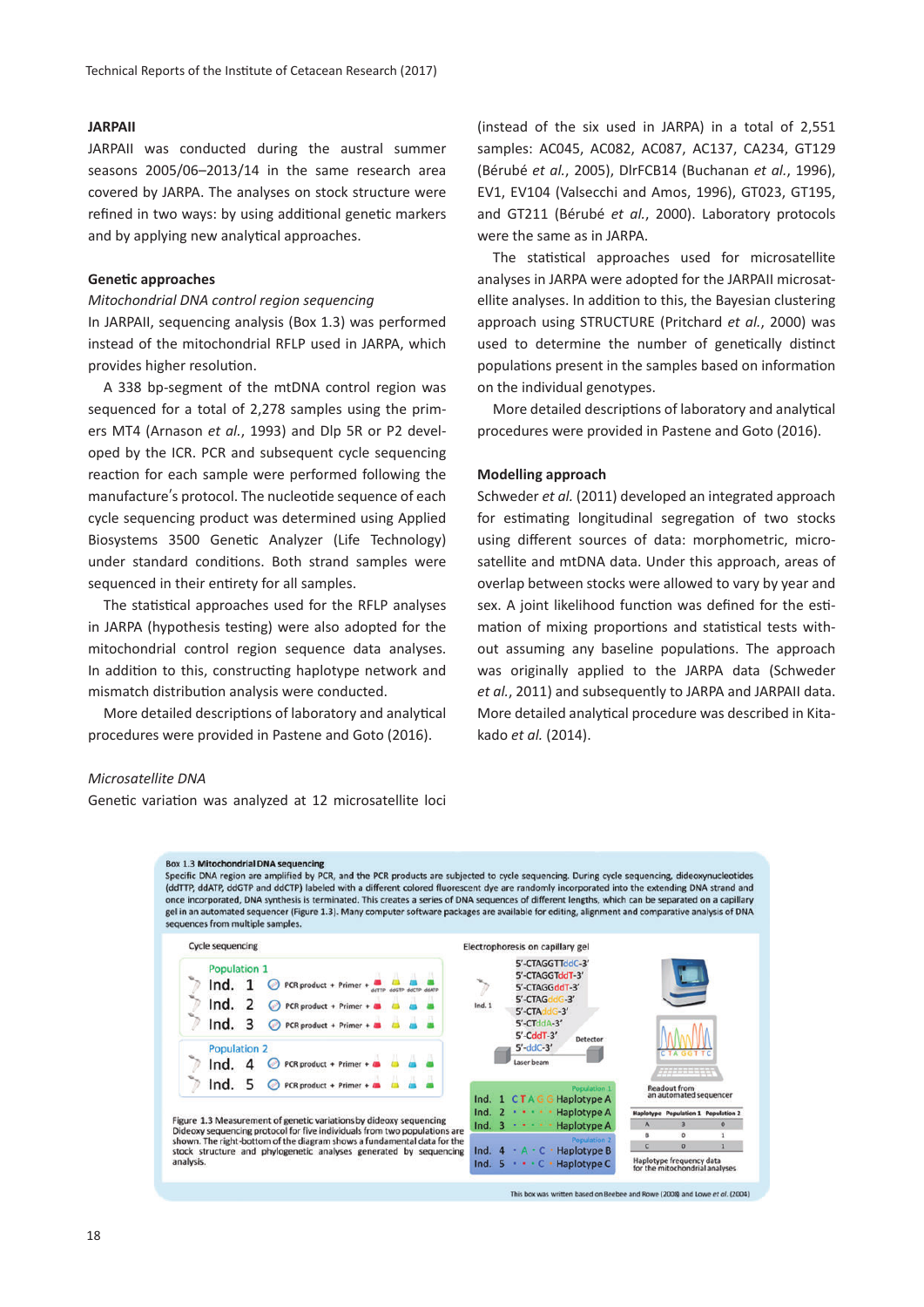### JARPAII

JARPAII was conducted during the austral summer seasons 2005/06–2013/14 in the same research area covered by JARPA. The analyses on stock structure were refined in two ways: by using additional genetic markers and by applying new analytical approaches.

#### Genetic approaches

*Mitochondrial DNA control region sequencing*

In JARPAII, sequencing analysis (Box 1.3) was performed instead of the mitochondrial RFLP used in JARPA, which provides higher resolution.

A 338 bp-segment of the mtDNA control region was sequenced for a total of 2,278 samples using the primers MT4 (Arnason *et al.*, 1993) and Dlp 5R or P2 developed by the ICR. PCR and subsequent cycle sequencing reaction for each sample were performed following the manufacture's protocol. The nucleotide sequence of each cycle sequencing product was determined using Applied Biosystems 3500 Genetic Analyzer (Life Technology) under standard conditions. Both strand samples were sequenced in their entirety for all samples.

The statistical approaches used for the RFLP analyses in JARPA (hypothesis testing) were also adopted for the mitochondrial control region sequence data analyses. In addition to this, constructing haplotype network and mismatch distribution analysis were conducted.

More detailed descriptions of laboratory and analytical procedures were provided in Pastene and Goto (2016).

*Microsatellite DNA*

Genetic variation was analyzed at 12 microsatellite loci (instead of the six used in JARPA) in a total of 2,551 samples: AC045, AC082, AC087, AC137, CA234, GT129 (Bérubé *et al.*, 2005), DlrFCB14 (Buchanan *et al.*, 1996), EV1, EV104 (Valsecchi and Amos, 1996), GT023, GT195, and GT211 (Bérubé *et al.*, 2000). Laboratory protocols were the same as in JARPA.

The statistical approaches used for microsatellite analyses in JARPA were adopted for the JARPAII microsatellite analyses. In addition to this, the Bayesian clustering approach using STRUCTURE (Pritchard *et al.*, 2000) was used to determine the number of genetically distinct populations present in the samples based on information on the individual genotypes.

More detailed descriptions of laboratory and analytical procedures were provided in Pastene and Goto (2016).

#### Modelling approach

Schweder *et al.* (2011) developed an integrated approach for estimating longitudinal segregation of two stocks using different sources of data: morphometric, microsatellite and mtDNA data. Under this approach, areas of overlap between stocks were allowed to vary by year and sex. A joint likelihood function was defined for the estimation of mixing proportions and statistical tests without assuming any baseline populations. The approach was originally applied to the JARPA data (Schweder *et al.*, 2011) and subsequently to JARPA and JARPAII data. More detailed analytical procedure was described in Kitakado *et al.* (2014).

**Box 1.3 Mitochondrial DNA sequencing**

Specific DNA region are amplified by PCR, and the PCR products are subjected to cycle sequencing. During cycle sequencing, dideoxynucleotides (ddTTP, ddATP, ddGTP and ddCTP) labeled with a different colored fluorescent dye are randomly incorporated into the extending DNA strand and once incorporated, DNA synthesis is terminated. This creates a series of DNA sequences of different lengths, which can be separated on a capillary gel in an automated sequencer (Figure 1.3). Many computer software packages are available for editing, alignment and comparative analysis of DNA sequences from multiple samples.

Figure 1.3 Measurement of genetic variations by dideoxy sequencing
Dideoxy sequencing protocol for five individuals from two populations are shown. The right-bottom of the diagram shows a fundamental data for the stock structure and phylogenetic analyses generated by sequencing analysis.

| Haplotype | Population 1 | Population 2 |
|---|---|---|
| A | 3 | 0 |
| B | 0 | 1 |
| C | 0 | 1 |

Haplotype frequency data for the mitochondrial analyses

This box was written based on Beebee and Rowe (2008) and Lowe *et al.* (2004)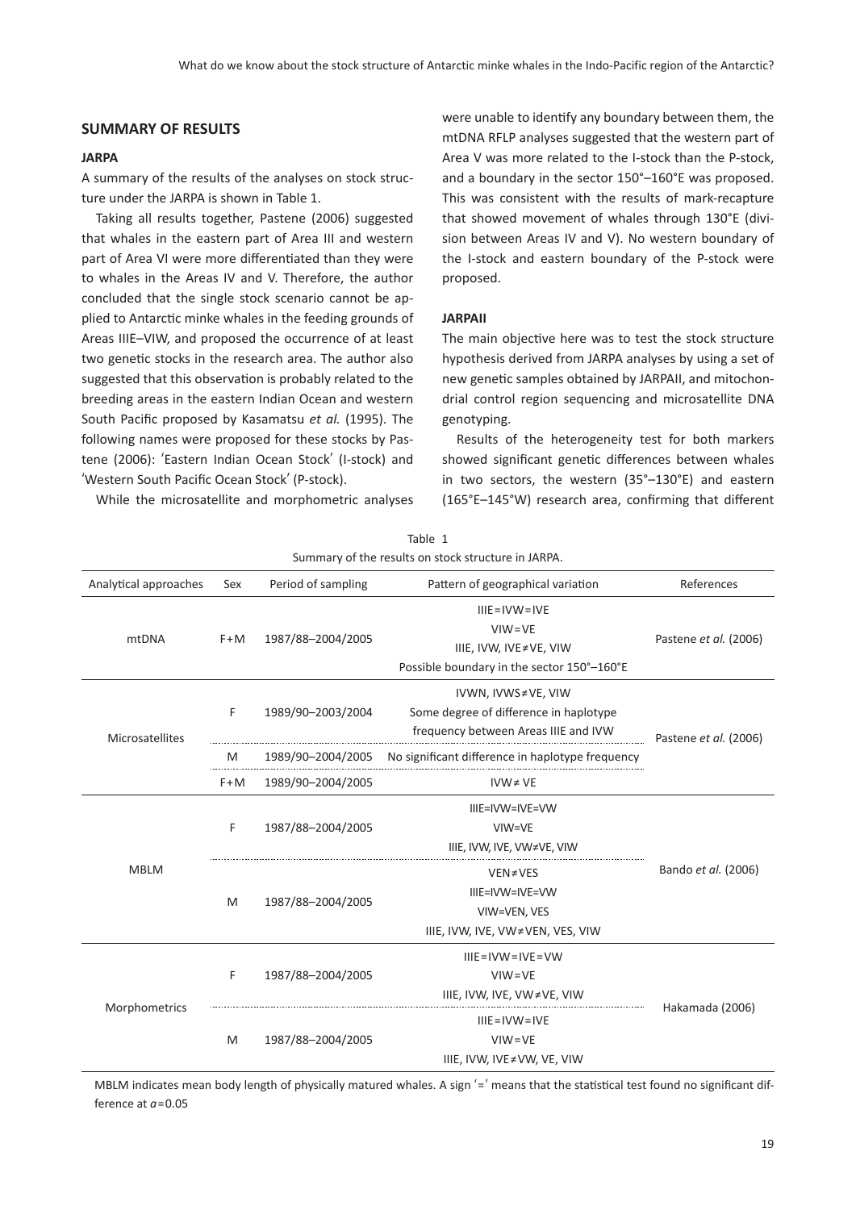## SUMMARY OF RESULTS

### JARPA

A summary of the results of the analyses on stock structure under the JARPA is shown in Table 1.

Taking all results together, Pastene (2006) suggested that whales in the eastern part of Area III and western part of Area VI were more differentiated than they were to whales in the Areas IV and V. Therefore, the author concluded that the single stock scenario cannot be applied to Antarctic minke whales in the feeding grounds of Areas IIIE–VIW, and proposed the occurrence of at least two genetic stocks in the research area. The author also suggested that this observation is probably related to the breeding areas in the eastern Indian Ocean and western South Pacific proposed by Kasamatsu *et al.* (1995). The following names were proposed for these stocks by Pastene (2006): 'Eastern Indian Ocean Stock' (I-stock) and 'Western South Pacific Ocean Stock' (P-stock).

While the microsatellite and morphometric analyses were unable to identify any boundary between them, the mtDNA RFLP analyses suggested that the western part of Area V was more related to the I-stock than the P-stock, and a boundary in the sector 150°–160°E was proposed. This was consistent with the results of mark-recapture that showed movement of whales through 130°E (division between Areas IV and V). No western boundary of the I-stock and eastern boundary of the P-stock were proposed.

### JARPAII

The main objective here was to test the stock structure hypothesis derived from JARPA analyses by using a set of new genetic samples obtained by JARPAII, and mitochondrial control region sequencing and microsatellite DNA genotyping.

Results of the heterogeneity test for both markers showed significant genetic differences between whales in two sectors, the western (35°–130°E) and eastern (165°E–145°W) research area, confirming that different

Table 1
Summary of the results on stock structure in JARPA.

| Analytical approaches | Sex | Period of sampling | Pattern of geographical variation | References |
|---|---|---|---|---|
| mtDNA | F+M | 1987/88–2004/2005 | IIIE=IVW=IVE<br>VIW=VE<br>IIIE, IVW, IVE≠VE, VIW<br>Possible boundary in the sector 150°–160°E | Pastene *et al.* (2006) |
| Microsatellites | F | 1989/90–2003/2004 | IVWN, IVWS≠VE, VIW<br>Some degree of difference in haplotype frequency between Areas IIIE and IVW | Pastene *et al.* (2006) |
| | M | 1989/90–2004/2005 | No significant difference in haplotype frequency | |
| | F+M | 1989/90–2004/2005 | IVW≠VE | |
| MBLM | F | 1987/88–2004/2005 | IIIE=IVW=IVE=VW<br>VIW=VE<br>IIIE, IVW, IVE, VW≠VE, VIW | Bando *et al.* (2006) |
| | M | 1987/88–2004/2005 | VEN≠VES<br>IIIE=IVW=IVE=VW<br>VIW=VEN, VES<br>IIIE, IVW, IVE, VW≠VEN, VES, VIW | |
| Morphometrics | F | 1987/88–2004/2005 | IIIE=IVW=IVE=VW<br>VIW=VE<br>IIIE, IVW, IVE, VW≠VE, VIW | Hakamada (2006) |
| | M | 1987/88–2004/2005 | IIIE=IVW=IVE<br>VIW=VE<br>IIIE, IVW, IVE≠VW, VE, VIW | |

MBLM indicates mean body length of physically matured whales. A sign '=' means that the statistical test found no significant difference at $a = 0.05$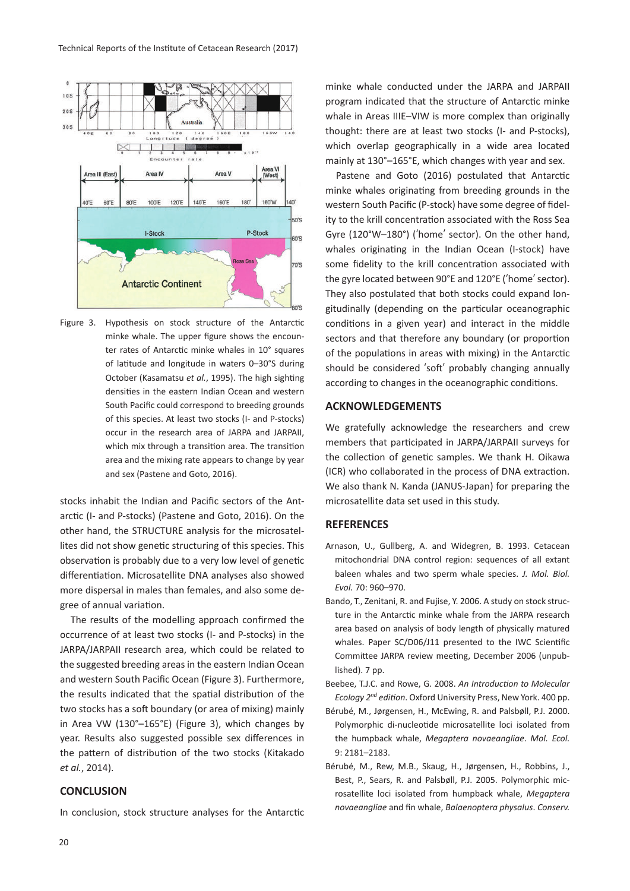Figure 3. Hypothesis on stock structure of the Antarctic minke whale. The upper figure shows the encounter rates of Antarctic minke whales in 10° squares of latitude and longitude in waters 0–30°S during October (Kasamatsu *et al.*, 1995). The high sighting densities in the eastern Indian Ocean and western South Pacific could correspond to breeding grounds of this species. At least two stocks (I- and P-stocks) occur in the research area of JARPA and JARPAII, which mix through a transition area. The transition area and the mixing rate appears to change by year and sex (Pastene and Goto, 2016).

stocks inhabit the Indian and Pacific sectors of the Antarctic (I- and P-stocks) (Pastene and Goto, 2016). On the other hand, the STRUCTURE analysis for the microsatellites did not show genetic structuring of this species. This observation is probably due to a very low level of genetic differentiation. Microsatellite DNA analyses also showed more dispersal in males than females, and also some degree of annual variation.

The results of the modelling approach confirmed the occurrence of at least two stocks (I- and P-stocks) in the JARPA/JARPAII research area, which could be related to the suggested breeding areas in the eastern Indian Ocean and western South Pacific Ocean (Figure 3). Furthermore, the results indicated that the spatial distribution of the two stocks has a soft boundary (or area of mixing) mainly in Area VW (130°–165°E) (Figure 3), which changes by year. Results also suggested possible sex differences in the pattern of distribution of the two stocks (Kitakado *et al.*, 2014).

## CONCLUSION

In conclusion, stock structure analyses for the Antarctic minke whale conducted under the JARPA and JARPAII program indicated that the structure of Antarctic minke whale in Areas IIIE–VIW is more complex than originally thought: there are at least two stocks (I- and P-stocks), which overlap geographically in a wide area located mainly at 130°–165°E, which changes with year and sex.

Pastene and Goto (2016) postulated that Antarctic minke whales originating from breeding grounds in the western South Pacific (P-stock) have some degree of fidelity to the krill concentration associated with the Ross Sea Gyre (120°W–180°) ('home' sector). On the other hand, whales originating in the Indian Ocean (I-stock) have some fidelity to the krill concentration associated with the gyre located between 90°E and 120°E ('home' sector). They also postulated that both stocks could expand longitudinally (depending on the particular oceanographic conditions in a given year) and interact in the middle sectors and that therefore any boundary (or proportion of the populations in areas with mixing) in the Antarctic should be considered 'soft' probably changing annually according to changes in the oceanographic conditions.

## ACKNOWLEDGEMENTS

We gratefully acknowledge the researchers and crew members that participated in JARPA/JARPAII surveys for the collection of genetic samples. We thank H. Oikawa (ICR) who collaborated in the process of DNA extraction. We also thank N. Kanda (JANUS-Japan) for preparing the microsatellite data set used in this study.

## REFERENCES

Arnason, U., Gullberg, A. and Widegren, B. 1993. Cetacean mitochondrial DNA control region: sequences of all extant baleen whales and two sperm whale species. *J. Mol. Biol. Evol.* 70: 960–970.

Bando, T., Zenitani, R. and Fujise, Y. 2006. A study on stock structure in the Antarctic minke whale from the JARPA research area based on analysis of body length of physically matured whales. Paper SC/D06/J11 presented to the IWC Scientific Committee JARPA review meeting, December 2006 (unpublished). 7 pp.

Beebee, T.J.C. and Rowe, G. 2008. *An Introduction to Molecular Ecology 2nd edition*. Oxford University Press, New York. 400 pp.

Bérubé, M., Jørgensen, H., McEwing, R. and Palsbøll, P.J. 2000. Polymorphic di-nucleotide microsatellite loci isolated from the humpback whale, *Megaptera novaeangliae*. *Mol. Ecol.* 9: 2181–2183.

Bérubé, M., Rew, M.B., Skaug, H., Jørgensen, H., Robbins, J., Best, P., Sears, R. and Palsbøll, P.J. 2005. Polymorphic microsatellite loci isolated from humpback whale, *Megaptera novaeangliae* and fin whale, *Balaenoptera physalus*. *Conserv.*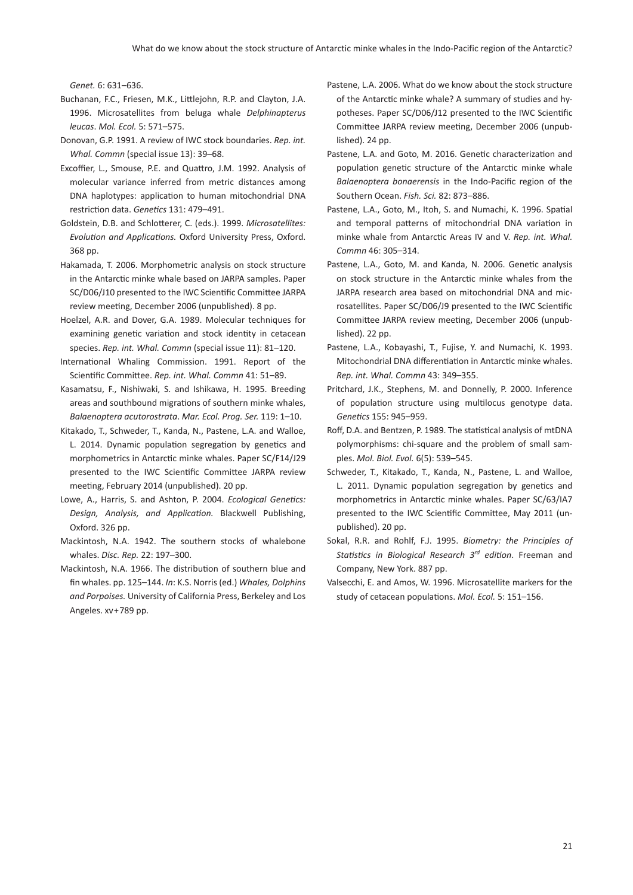*Genet.* 6: 631–636.

Buchanan, F.C., Friesen, M.K., Littlejohn, R.P. and Clayton, J.A. 1996. Microsatellites from beluga whale *Delphinapterus leucas*. *Mol. Ecol.* 5: 571–575.

Donovan, G.P. 1991. A review of IWC stock boundaries. *Rep. int. Whal. Commn* (special issue 13): 39–68.

Excoffier, L., Smouse, P.E. and Quattro, J.M. 1992. Analysis of molecular variance inferred from metric distances among DNA haplotypes: application to human mitochondrial DNA restriction data. *Genetics* 131: 479–491.

Goldstein, D.B. and Schlotterer, C. (eds.). 1999. *Microsatellites: Evolution and Applications.* Oxford University Press, Oxford. 368 pp.

Hakamada, T. 2006. Morphometric analysis on stock structure in the Antarctic minke whale based on JARPA samples. Paper SC/D06/J10 presented to the IWC Scientific Committee JARPA review meeting, December 2006 (unpublished). 8 pp.

Hoelzel, A.R. and Dover, G.A. 1989. Molecular techniques for examining genetic variation and stock identity in cetacean species. *Rep. int. Whal. Commn* (special issue 11): 81–120.

International Whaling Commission. 1991. Report of the Scientific Committee. *Rep. int. Whal. Commn* 41: 51–89.

Kasamatsu, F., Nishiwaki, S. and Ishikawa, H. 1995. Breeding areas and southbound migrations of southern minke whales, *Balaenoptera acutorostrata*. *Mar. Ecol. Prog. Ser.* 119: 1–10.

Kitakado, T., Schweder, T., Kanda, N., Pastene, L.A. and Walloe, L. 2014. Dynamic population segregation by genetics and morphometrics in Antarctic minke whales. Paper SC/F14/J29 presented to the IWC Scientific Committee JARPA review meeting, February 2014 (unpublished). 20 pp.

Lowe, A., Harris, S. and Ashton, P. 2004. *Ecological Genetics: Design, Analysis, and Application.* Blackwell Publishing, Oxford. 326 pp.

Mackintosh, N.A. 1942. The southern stocks of whalebone whales. *Disc. Rep.* 22: 197–300.

Mackintosh, N.A. 1966. The distribution of southern blue and fin whales. pp. 125–144. *In*: K.S. Norris (ed.) *Whales, Dolphins and Porpoises.* University of California Press, Berkeley and Los Angeles. xv+789 pp.

Pastene, L.A. 2006. What do we know about the stock structure of the Antarctic minke whale? A summary of studies and hypotheses. Paper SC/D06/J12 presented to the IWC Scientific Committee JARPA review meeting, December 2006 (unpublished). 24 pp.

Pastene, L.A. and Goto, M. 2016. Genetic characterization and population genetic structure of the Antarctic minke whale *Balaenoptera bonaerensis* in the Indo-Pacific region of the Southern Ocean. *Fish. Sci.* 82: 873–886.

Pastene, L.A., Goto, M., Itoh, S. and Numachi, K. 1996. Spatial and temporal patterns of mitochondrial DNA variation in minke whale from Antarctic Areas IV and V. *Rep. int. Whal. Commn* 46: 305–314.

Pastene, L.A., Goto, M. and Kanda, N. 2006. Genetic analysis on stock structure in the Antarctic minke whales from the JARPA research area based on mitochondrial DNA and microsatellites. Paper SC/D06/J9 presented to the IWC Scientific Committee JARPA review meeting, December 2006 (unpublished). 22 pp.

Pastene, L.A., Kobayashi, T., Fujise, Y. and Numachi, K. 1993. Mitochondrial DNA differentiation in Antarctic minke whales. *Rep. int. Whal. Commn* 43: 349–355.

Pritchard, J.K., Stephens, M. and Donnelly, P. 2000. Inference of population structure using multilocus genotype data. *Genetics* 155: 945–959.

Roff, D.A. and Bentzen, P. 1989. The statistical analysis of mtDNA polymorphisms: chi-square and the problem of small samples. *Mol. Biol. Evol.* 6(5): 539–545.

Schweder, T., Kitakado, T., Kanda, N., Pastene, L. and Walloe, L. 2011. Dynamic population segregation by genetics and morphometrics in Antarctic minke whales. Paper SC/63/IA7 presented to the IWC Scientific Committee, May 2011 (unpublished). 20 pp.

Sokal, R.R. and Rohlf, F.J. 1995. *Biometry: the Principles of Statistics in Biological Research 3rd edition*. Freeman and Company, New York. 887 pp.

Valsecchi, E. and Amos, W. 1996. Microsatellite markers for the study of cetacean populations. *Mol. Ecol.* 5: 151–156.